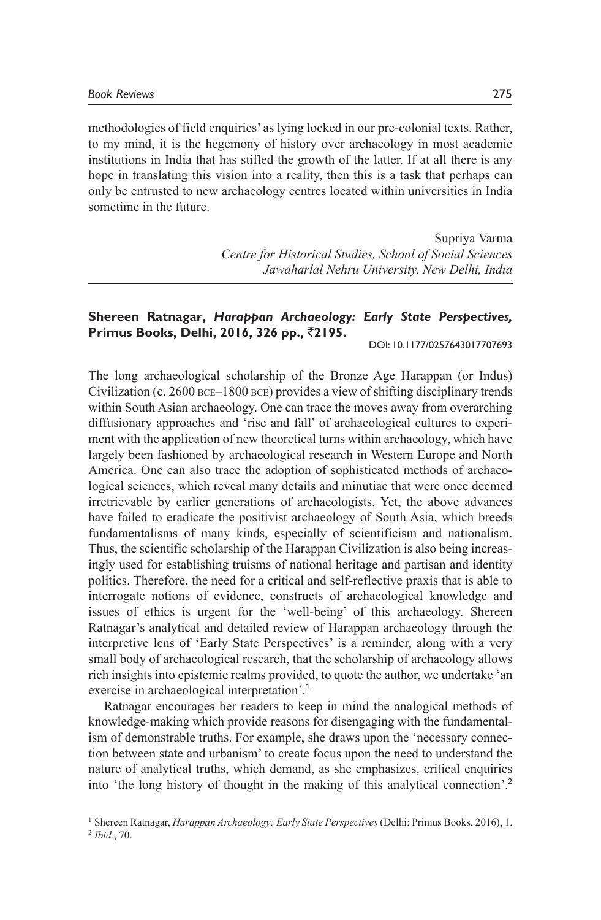methodologies of field enquiries' as lying locked in our pre-colonial texts. Rather, to my mind, it is the hegemony of history over archaeology in most academic institutions in India that has stifled the growth of the latter. If at all there is any hope in translating this vision into a reality, then this is a task that perhaps can only be entrusted to new archaeology centres located within universities in India sometime in the future.

Supriya Varma
*Centre for Historical Studies, School of Social Sciences*
*Jawaharlal Nehru University, New Delhi, India*

---

**Shereen Ratnagar, *Harappan Archaeology: Early State Perspectives,* Primus Books, Delhi, 2016, 326 pp., ₹2195.**

DOI: 10.1177/0257643017707693

The long archaeological scholarship of the Bronze Age Harappan (or Indus) Civilization (c. 2600 BCE–1800 BCE) provides a view of shifting disciplinary trends within South Asian archaeology. One can trace the moves away from overarching diffusionary approaches and 'rise and fall' of archaeological cultures to experiment with the application of new theoretical turns within archaeology, which have largely been fashioned by archaeological research in Western Europe and North America. One can also trace the adoption of sophisticated methods of archaeological sciences, which reveal many details and minutiae that were once deemed irretrievable by earlier generations of archaeologists. Yet, the above advances have failed to eradicate the positivist archaeology of South Asia, which breeds fundamentalisms of many kinds, especially of scientificism and nationalism. Thus, the scientific scholarship of the Harappan Civilization is also being increasingly used for establishing truisms of national heritage and partisan and identity politics. Therefore, the need for a critical and self-reflective praxis that is able to interrogate notions of evidence, constructs of archaeological knowledge and issues of ethics is urgent for the 'well-being' of this archaeology. Shereen Ratnagar's analytical and detailed review of Harappan archaeology through the interpretive lens of 'Early State Perspectives' is a reminder, along with a very small body of archaeological research, that the scholarship of archaeology allows rich insights into epistemic realms provided, to quote the author, we undertake 'an exercise in archaeological interpretation'.[1]

Ratnagar encourages her readers to keep in mind the analogical methods of knowledge-making which provide reasons for disengaging with the fundamentalism of demonstrable truths. For example, she draws upon the 'necessary connection between state and urbanism' to create focus upon the need to understand the nature of analytical truths, which demand, as she emphasizes, critical enquiries into 'the long history of thought in the making of this analytical connection'.[2]

[1] Shereen Ratnagar, *Harappan Archaeology: Early State Perspectives* (Delhi: Primus Books, 2016), 1.
[2] *Ibid.*, 70.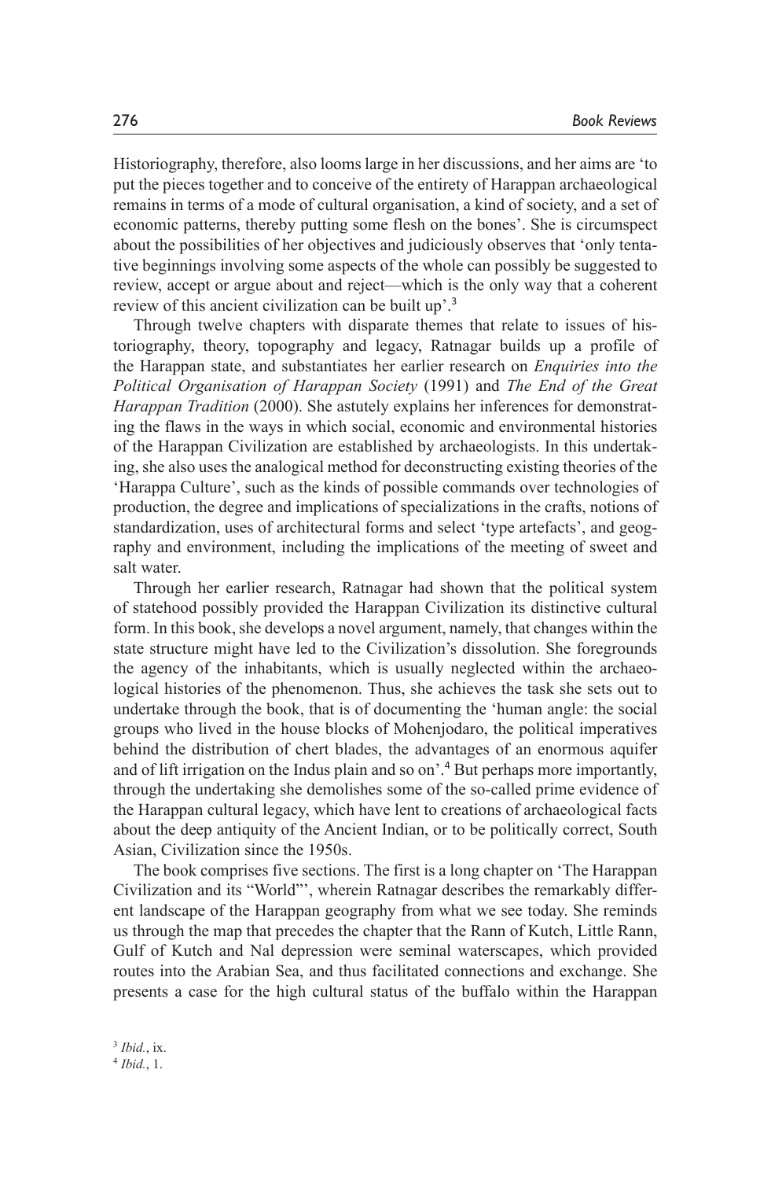Historiography, therefore, also looms large in her discussions, and her aims are 'to put the pieces together and to conceive of the entirety of Harappan archaeological remains in terms of a mode of cultural organisation, a kind of society, and a set of economic patterns, thereby putting some flesh on the bones'. She is circumspect about the possibilities of her objectives and judiciously observes that 'only tentative beginnings involving some aspects of the whole can possibly be suggested to review, accept or argue about and reject—which is the only way that a coherent review of this ancient civilization can be built up'.[3]

Through twelve chapters with disparate themes that relate to issues of historiography, theory, topography and legacy, Ratnagar builds up a profile of the Harappan state, and substantiates her earlier research on *Enquiries into the Political Organisation of Harappan Society* (1991) and *The End of the Great Harappan Tradition* (2000). She astutely explains her inferences for demonstrating the flaws in the ways in which social, economic and environmental histories of the Harappan Civilization are established by archaeologists. In this undertaking, she also uses the analogical method for deconstructing existing theories of the 'Harappa Culture', such as the kinds of possible commands over technologies of production, the degree and implications of specializations in the crafts, notions of standardization, uses of architectural forms and select 'type artefacts', and geography and environment, including the implications of the meeting of sweet and salt water.

Through her earlier research, Ratnagar had shown that the political system of statehood possibly provided the Harappan Civilization its distinctive cultural form. In this book, she develops a novel argument, namely, that changes within the state structure might have led to the Civilization's dissolution. She foregrounds the agency of the inhabitants, which is usually neglected within the archaeological histories of the phenomenon. Thus, she achieves the task she sets out to undertake through the book, that is of documenting the 'human angle: the social groups who lived in the house blocks of Mohenjodaro, the political imperatives behind the distribution of chert blades, the advantages of an enormous aquifer and of lift irrigation on the Indus plain and so on'.[4] But perhaps more importantly, through the undertaking she demolishes some of the so-called prime evidence of the Harappan cultural legacy, which have lent to creations of archaeological facts about the deep antiquity of the Ancient Indian, or to be politically correct, South Asian, Civilization since the 1950s.

The book comprises five sections. The first is a long chapter on 'The Harappan Civilization and its "World"', wherein Ratnagar describes the remarkably different landscape of the Harappan geography from what we see today. She reminds us through the map that precedes the chapter that the Rann of Kutch, Little Rann, Gulf of Kutch and Nal depression were seminal waterscapes, which provided routes into the Arabian Sea, and thus facilitated connections and exchange. She presents a case for the high cultural status of the buffalo within the Harappan

[3] *Ibid.*, ix.

[4] *Ibid.*, 1.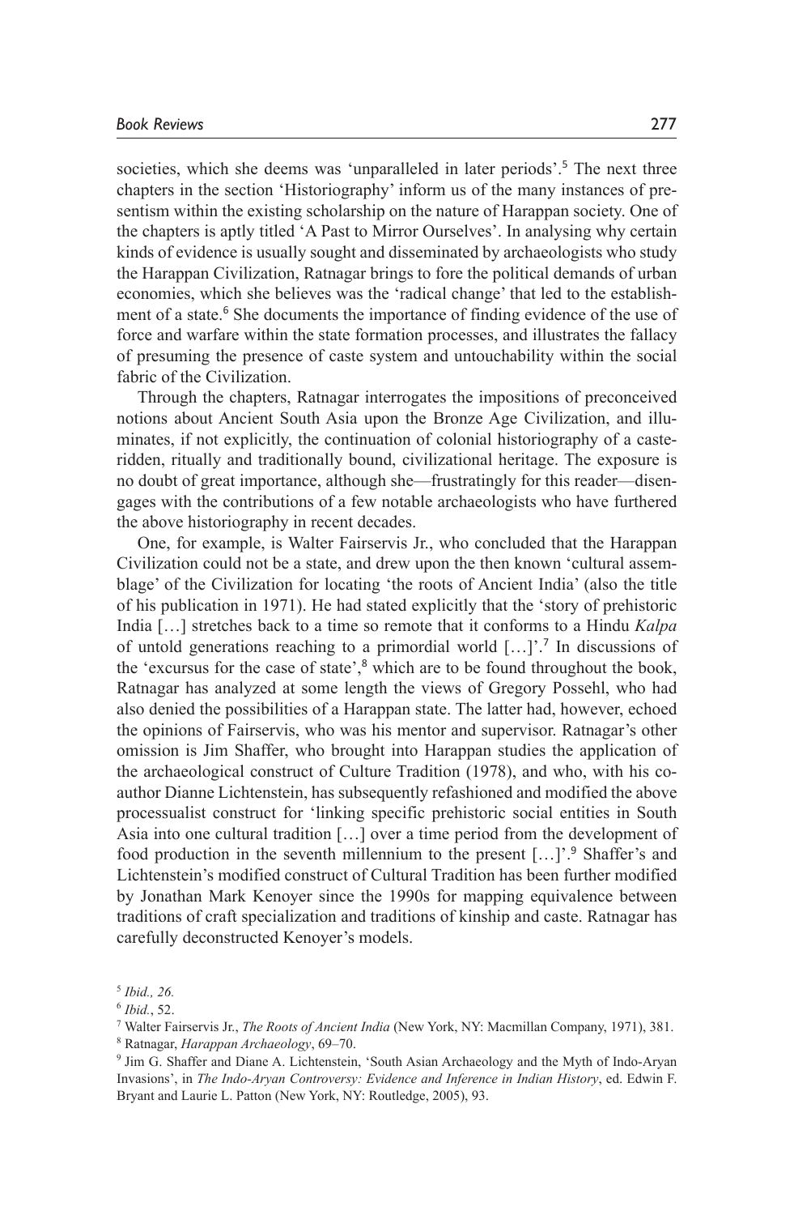societies, which she deems was 'unparalleled in later periods'.[5] The next three chapters in the section 'Historiography' inform us of the many instances of presentism within the existing scholarship on the nature of Harappan society. One of the chapters is aptly titled 'A Past to Mirror Ourselves'. In analysing why certain kinds of evidence is usually sought and disseminated by archaeologists who study the Harappan Civilization, Ratnagar brings to fore the political demands of urban economies, which she believes was the 'radical change' that led to the establishment of a state.[6] She documents the importance of finding evidence of the use of force and warfare within the state formation processes, and illustrates the fallacy of presuming the presence of caste system and untouchability within the social fabric of the Civilization.

Through the chapters, Ratnagar interrogates the impositions of preconceived notions about Ancient South Asia upon the Bronze Age Civilization, and illuminates, if not explicitly, the continuation of colonial historiography of a caste-ridden, ritually and traditionally bound, civilizational heritage. The exposure is no doubt of great importance, although she—frustratingly for this reader—disengages with the contributions of a few notable archaeologists who have furthered the above historiography in recent decades.

One, for example, is Walter Fairservis Jr., who concluded that the Harappan Civilization could not be a state, and drew upon the then known 'cultural assemblage' of the Civilization for locating 'the roots of Ancient India' (also the title of his publication in 1971). He had stated explicitly that the 'story of prehistoric India […] stretches back to a time so remote that it conforms to a Hindu *Kalpa* of untold generations reaching to a primordial world […]'.[7] In discussions of the 'excursus for the case of state',[8] which are to be found throughout the book, Ratnagar has analyzed at some length the views of Gregory Possehl, who had also denied the possibilities of a Harappan state. The latter had, however, echoed the opinions of Fairservis, who was his mentor and supervisor. Ratnagar's other omission is Jim Shaffer, who brought into Harappan studies the application of the archaeological construct of Culture Tradition (1978), and who, with his co-author Dianne Lichtenstein, has subsequently refashioned and modified the above processualist construct for 'linking specific prehistoric social entities in South Asia into one cultural tradition […] over a time period from the development of food production in the seventh millennium to the present […]'.[9] Shaffer's and Lichtenstein's modified construct of Cultural Tradition has been further modified by Jonathan Mark Kenoyer since the 1990s for mapping equivalence between traditions of craft specialization and traditions of kinship and caste. Ratnagar has carefully deconstructed Kenoyer's models.

---

[5] *Ibid., 26.*

[6] *Ibid.*, 52.

[7] Walter Fairservis Jr., *The Roots of Ancient India* (New York, NY: Macmillan Company, 1971), 381.

[8] Ratnagar, *Harappan Archaeology*, 69–70.

[9] Jim G. Shaffer and Diane A. Lichtenstein, 'South Asian Archaeology and the Myth of Indo-Aryan Invasions', in *The Indo-Aryan Controversy: Evidence and Inference in Indian History*, ed. Edwin F. Bryant and Laurie L. Patton (New York, NY: Routledge, 2005), 93.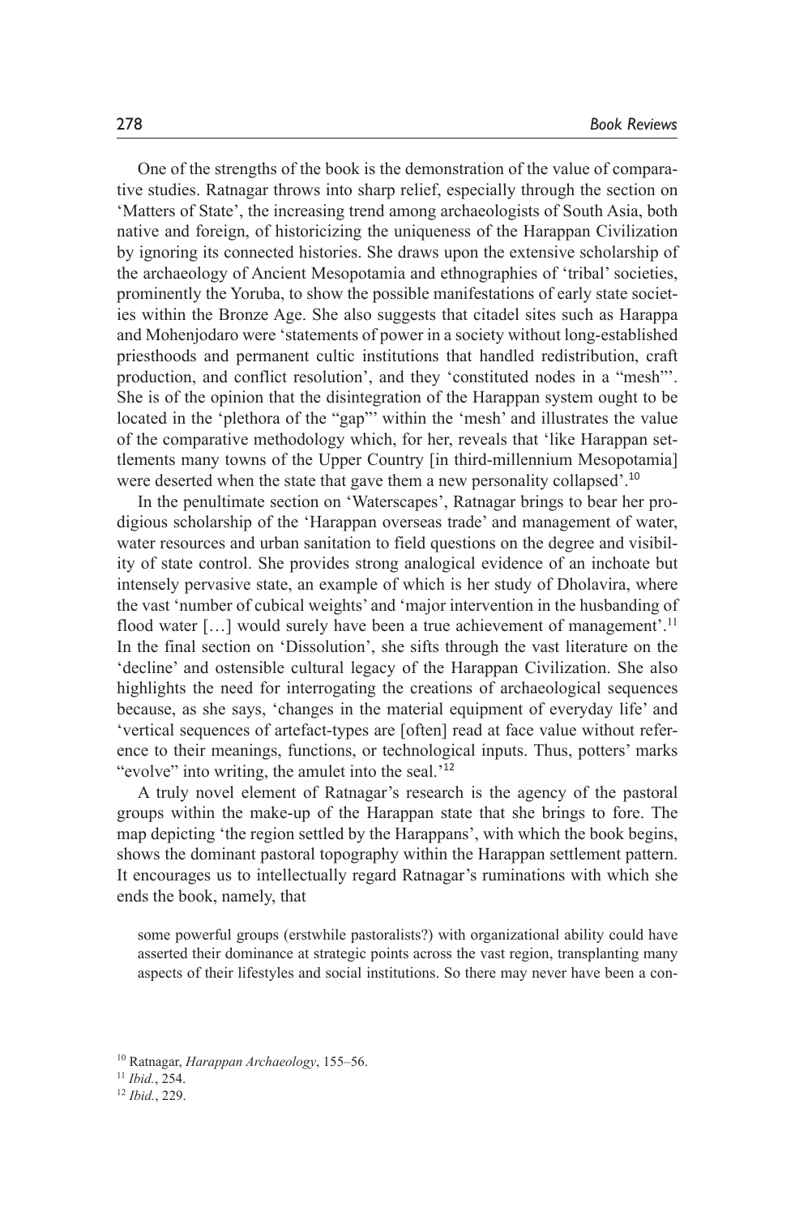One of the strengths of the book is the demonstration of the value of comparative studies. Ratnagar throws into sharp relief, especially through the section on 'Matters of State', the increasing trend among archaeologists of South Asia, both native and foreign, of historicizing the uniqueness of the Harappan Civilization by ignoring its connected histories. She draws upon the extensive scholarship of the archaeology of Ancient Mesopotamia and ethnographies of 'tribal' societies, prominently the Yoruba, to show the possible manifestations of early state societies within the Bronze Age. She also suggests that citadel sites such as Harappa and Mohenjodaro were 'statements of power in a society without long-established priesthoods and permanent cultic institutions that handled redistribution, craft production, and conflict resolution', and they 'constituted nodes in a "mesh"'. She is of the opinion that the disintegration of the Harappan system ought to be located in the 'plethora of the "gap"' within the 'mesh' and illustrates the value of the comparative methodology which, for her, reveals that 'like Harappan settlements many towns of the Upper Country [in third-millennium Mesopotamia] were deserted when the state that gave them a new personality collapsed'.[10]

In the penultimate section on 'Waterscapes', Ratnagar brings to bear her prodigious scholarship of the 'Harappan overseas trade' and management of water, water resources and urban sanitation to field questions on the degree and visibility of state control. She provides strong analogical evidence of an inchoate but intensely pervasive state, an example of which is her study of Dholavira, where the vast 'number of cubical weights' and 'major intervention in the husbanding of flood water […] would surely have been a true achievement of management'.[11] In the final section on 'Dissolution', she sifts through the vast literature on the 'decline' and ostensible cultural legacy of the Harappan Civilization. She also highlights the need for interrogating the creations of archaeological sequences because, as she says, 'changes in the material equipment of everyday life' and 'vertical sequences of artefact-types are [often] read at face value without reference to their meanings, functions, or technological inputs. Thus, potters' marks "evolve" into writing, the amulet into the seal.'[12]

A truly novel element of Ratnagar's research is the agency of the pastoral groups within the make-up of the Harappan state that she brings to fore. The map depicting 'the region settled by the Harappans', with which the book begins, shows the dominant pastoral topography within the Harappan settlement pattern. It encourages us to intellectually regard Ratnagar's ruminations with which she ends the book, namely, that

> some powerful groups (erstwhile pastoralists?) with organizational ability could have asserted their dominance at strategic points across the vast region, transplanting many aspects of their lifestyles and social institutions. So there may never have been a con-

---

[10] Ratnagar, *Harappan Archaeology*, 155–56.

[11] *Ibid.*, 254.

[12] *Ibid.*, 229.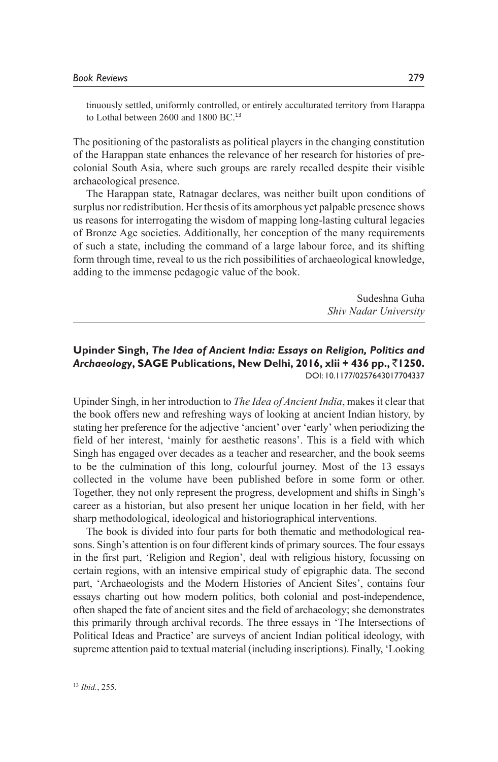tinuously settled, uniformly controlled, or entirely acculturated territory from Harappa to Lothal between 2600 and 1800 BC.[13]

The positioning of the pastoralists as political players in the changing constitution of the Harappan state enhances the relevance of her research for histories of pre-colonial South Asia, where such groups are rarely recalled despite their visible archaeological presence.

The Harappan state, Ratnagar declares, was neither built upon conditions of surplus nor redistribution. Her thesis of its amorphous yet palpable presence shows us reasons for interrogating the wisdom of mapping long-lasting cultural legacies of Bronze Age societies. Additionally, her conception of the many requirements of such a state, including the command of a large labour force, and its shifting form through time, reveal to us the rich possibilities of archaeological knowledge, adding to the immense pedagogic value of the book.

Sudeshna Guha
*Shiv Nadar University*

---

**Upinder Singh, *The Idea of Ancient India: Essays on Religion, Politics and Archaeology*, SAGE Publications, New Delhi, 2016, xlii + 436 pp., ₹1250.**
DOI: 10.1177/0257643017704337

Upinder Singh, in her introduction to *The Idea of Ancient India*, makes it clear that the book offers new and refreshing ways of looking at ancient Indian history, by stating her preference for the adjective 'ancient' over 'early' when periodizing the field of her interest, 'mainly for aesthetic reasons'. This is a field with which Singh has engaged over decades as a teacher and researcher, and the book seems to be the culmination of this long, colourful journey. Most of the 13 essays collected in the volume have been published before in some form or other. Together, they not only represent the progress, development and shifts in Singh's career as a historian, but also present her unique location in her field, with her sharp methodological, ideological and historiographical interventions.

The book is divided into four parts for both thematic and methodological reasons. Singh's attention is on four different kinds of primary sources. The four essays in the first part, 'Religion and Region', deal with religious history, focussing on certain regions, with an intensive empirical study of epigraphic data. The second part, 'Archaeologists and the Modern Histories of Ancient Sites', contains four essays charting out how modern politics, both colonial and post-independence, often shaped the fate of ancient sites and the field of archaeology; she demonstrates this primarily through archival records. The three essays in 'The Intersections of Political Ideas and Practice' are surveys of ancient Indian political ideology, with supreme attention paid to textual material (including inscriptions). Finally, 'Looking

[13] *Ibid.*, 255.